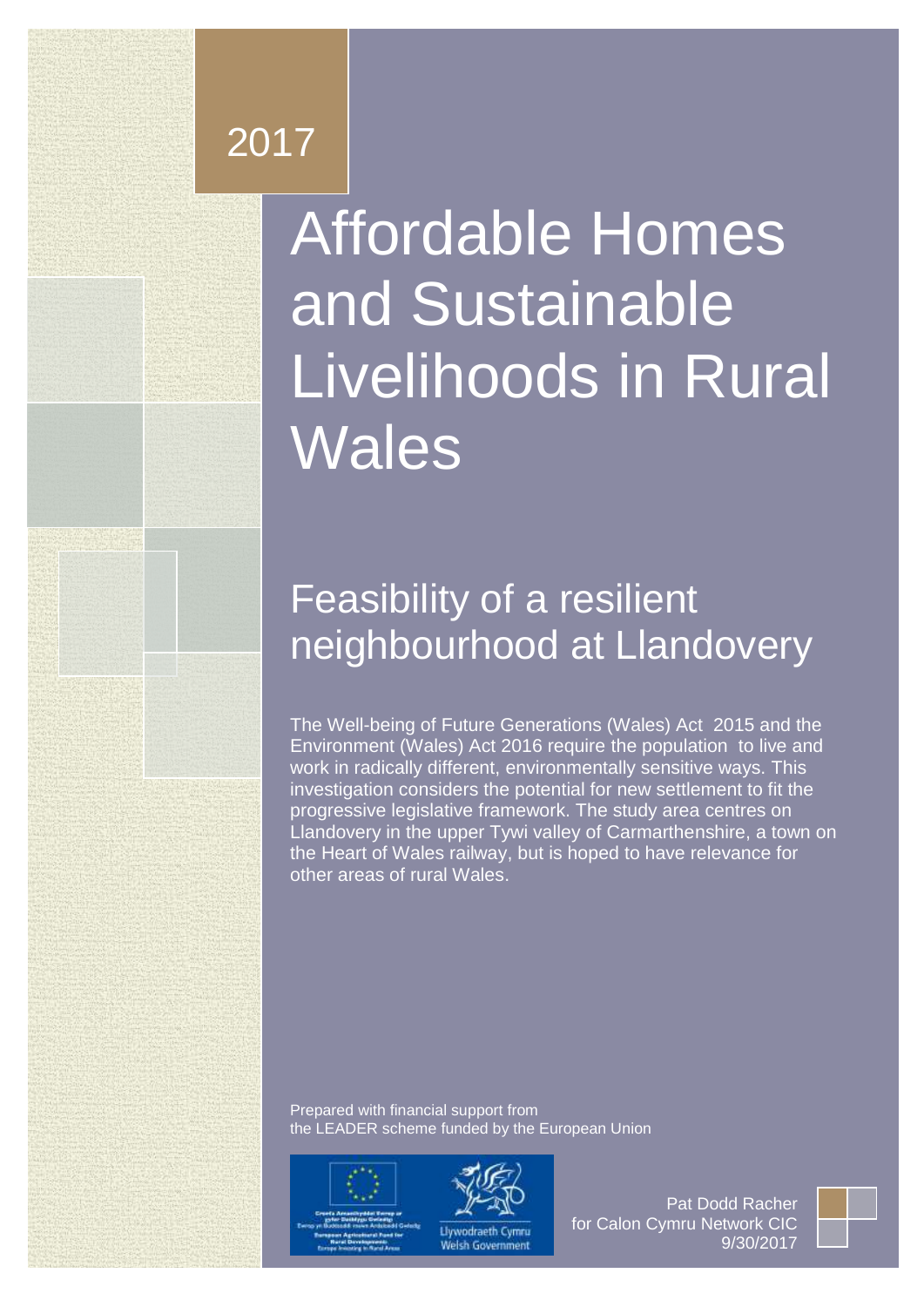2017

# Affordable Homes and Sustainable Livelihoods in Rural Wales

## Feasibility of a resilient neighbourhood at Llandovery

The Well-being of Future Generations (Wales) Act 2015 and the Environment (Wales) Act 2016 require the population to live and work in radically different, environmentally sensitive ways. This investigation considers the potential for new settlement to fit the progressive legislative framework. The study area centres on Llandovery in the upper Tywi valley of Carmarthenshire, a town on the Heart of Wales railway, but is hoped to have relevance for other areas of rural Wales.

Prepared with financial support from the LEADER scheme funded by the European Union

Pat Dodd Racher
for Calon Cymru Network CIC
9/30/2017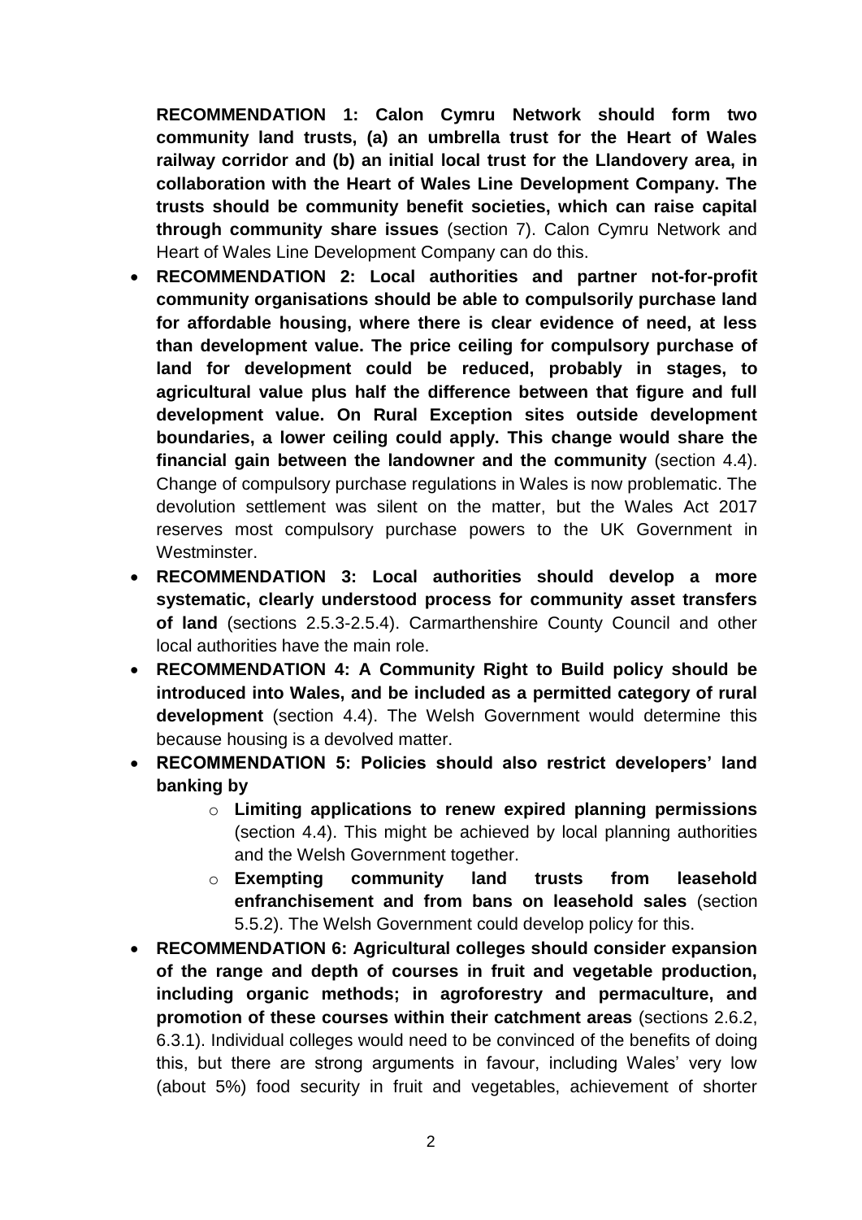- **RECOMMENDATION 1: Calon Cymru Network should form two community land trusts, (a) an umbrella trust for the Heart of Wales railway corridor and (b) an initial local trust for the Llandovery area, in collaboration with the Heart of Wales Line Development Company. The trusts should be community benefit societies, which can raise capital through community share issues** (section 7). Calon Cymru Network and Heart of Wales Line Development Company can do this.
- **RECOMMENDATION 2: Local authorities and partner not-for-profit community organisations should be able to compulsorily purchase land for affordable housing, where there is clear evidence of need, at less than development value. The price ceiling for compulsory purchase of land for development could be reduced, probably in stages, to agricultural value plus half the difference between that figure and full development value. On Rural Exception sites outside development boundaries, a lower ceiling could apply. This change would share the financial gain between the landowner and the community** (section 4.4). Change of compulsory purchase regulations in Wales is now problematic. The devolution settlement was silent on the matter, but the Wales Act 2017 reserves most compulsory purchase powers to the UK Government in Westminster.
- **RECOMMENDATION 3: Local authorities should develop a more systematic, clearly understood process for community asset transfers of land** (sections 2.5.3-2.5.4). Carmarthenshire County Council and other local authorities have the main role.
- **RECOMMENDATION 4: A Community Right to Build policy should be introduced into Wales, and be included as a permitted category of rural development** (section 4.4). The Welsh Government would determine this because housing is a devolved matter.
- **RECOMMENDATION 5: Policies should also restrict developers' land banking by**
  - **Limiting applications to renew expired planning permissions** (section 4.4). This might be achieved by local planning authorities and the Welsh Government together.
  - **Exempting community land trusts from leasehold enfranchisement and from bans on leasehold sales** (section 5.5.2). The Welsh Government could develop policy for this.
- **RECOMMENDATION 6: Agricultural colleges should consider expansion of the range and depth of courses in fruit and vegetable production, including organic methods; in agroforestry and permaculture, and promotion of these courses within their catchment areas** (sections 2.6.2, 6.3.1). Individual colleges would need to be convinced of the benefits of doing this, but there are strong arguments in favour, including Wales' very low (about 5%) food security in fruit and vegetables, achievement of shorter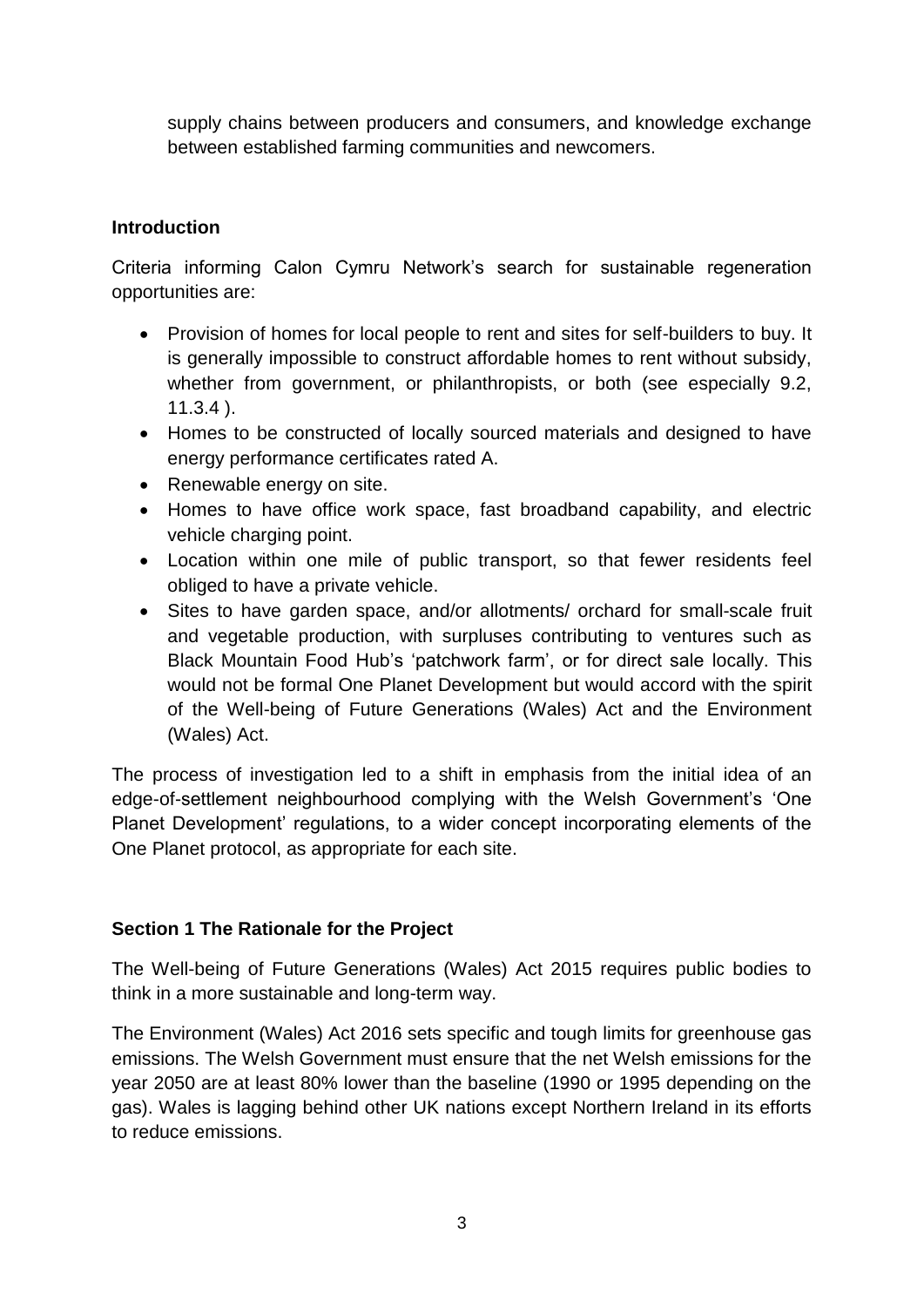supply chains between producers and consumers, and knowledge exchange between established farming communities and newcomers.

## Introduction

Criteria informing Calon Cymru Network's search for sustainable regeneration opportunities are:

- Provision of homes for local people to rent and sites for self-builders to buy. It is generally impossible to construct affordable homes to rent without subsidy, whether from government, or philanthropists, or both (see especially 9.2, 11.3.4 ).
- Homes to be constructed of locally sourced materials and designed to have energy performance certificates rated A.
- Renewable energy on site.
- Homes to have office work space, fast broadband capability, and electric vehicle charging point.
- Location within one mile of public transport, so that fewer residents feel obliged to have a private vehicle.
- Sites to have garden space, and/or allotments/ orchard for small-scale fruit and vegetable production, with surpluses contributing to ventures such as Black Mountain Food Hub's 'patchwork farm', or for direct sale locally. This would not be formal One Planet Development but would accord with the spirit of the Well-being of Future Generations (Wales) Act and the Environment (Wales) Act.

The process of investigation led to a shift in emphasis from the initial idea of an edge-of-settlement neighbourhood complying with the Welsh Government's 'One Planet Development' regulations, to a wider concept incorporating elements of the One Planet protocol, as appropriate for each site.

## Section 1 The Rationale for the Project

The Well-being of Future Generations (Wales) Act 2015 requires public bodies to think in a more sustainable and long-term way.

The Environment (Wales) Act 2016 sets specific and tough limits for greenhouse gas emissions. The Welsh Government must ensure that the net Welsh emissions for the year 2050 are at least 80% lower than the baseline (1990 or 1995 depending on the gas). Wales is lagging behind other UK nations except Northern Ireland in its efforts to reduce emissions.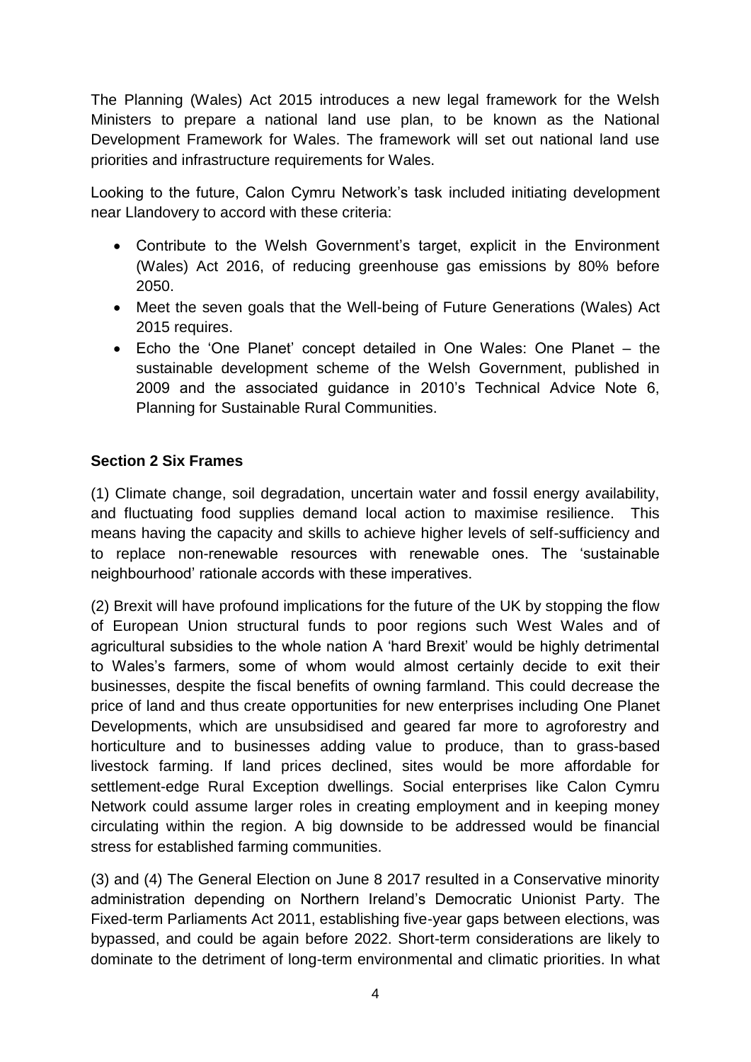The Planning (Wales) Act 2015 introduces a new legal framework for the Welsh Ministers to prepare a national land use plan, to be known as the National Development Framework for Wales. The framework will set out national land use priorities and infrastructure requirements for Wales.

Looking to the future, Calon Cymru Network's task included initiating development near Llandovery to accord with these criteria:

- Contribute to the Welsh Government's target, explicit in the Environment (Wales) Act 2016, of reducing greenhouse gas emissions by 80% before 2050.
- Meet the seven goals that the Well-being of Future Generations (Wales) Act 2015 requires.
- Echo the 'One Planet' concept detailed in One Wales: One Planet – the sustainable development scheme of the Welsh Government, published in 2009 and the associated guidance in 2010's Technical Advice Note 6, Planning for Sustainable Rural Communities.

**Section 2 Six Frames**

(1) Climate change, soil degradation, uncertain water and fossil energy availability, and fluctuating food supplies demand local action to maximise resilience. This means having the capacity and skills to achieve higher levels of self-sufficiency and to replace non-renewable resources with renewable ones. The 'sustainable neighbourhood' rationale accords with these imperatives.

(2) Brexit will have profound implications for the future of the UK by stopping the flow of European Union structural funds to poor regions such West Wales and of agricultural subsidies to the whole nation A 'hard Brexit' would be highly detrimental to Wales's farmers, some of whom would almost certainly decide to exit their businesses, despite the fiscal benefits of owning farmland. This could decrease the price of land and thus create opportunities for new enterprises including One Planet Developments, which are unsubsidised and geared far more to agroforestry and horticulture and to businesses adding value to produce, than to grass-based livestock farming. If land prices declined, sites would be more affordable for settlement-edge Rural Exception dwellings. Social enterprises like Calon Cymru Network could assume larger roles in creating employment and in keeping money circulating within the region. A big downside to be addressed would be financial stress for established farming communities.

(3) and (4) The General Election on June 8 2017 resulted in a Conservative minority administration depending on Northern Ireland's Democratic Unionist Party. The Fixed-term Parliaments Act 2011, establishing five-year gaps between elections, was bypassed, and could be again before 2022. Short-term considerations are likely to dominate to the detriment of long-term environmental and climatic priorities. In what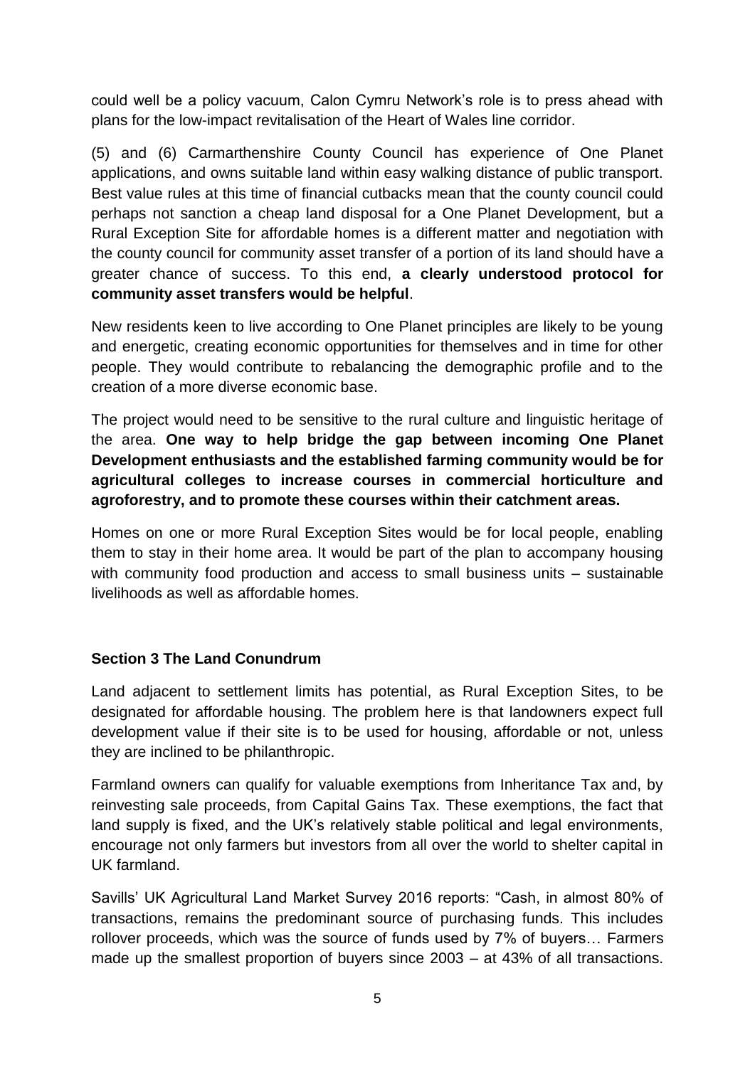could well be a policy vacuum, Calon Cymru Network's role is to press ahead with plans for the low-impact revitalisation of the Heart of Wales line corridor.

(5) and (6) Carmarthenshire County Council has experience of One Planet applications, and owns suitable land within easy walking distance of public transport. Best value rules at this time of financial cutbacks mean that the county council could perhaps not sanction a cheap land disposal for a One Planet Development, but a Rural Exception Site for affordable homes is a different matter and negotiation with the county council for community asset transfer of a portion of its land should have a greater chance of success. To this end, **a clearly understood protocol for community asset transfers would be helpful**.

New residents keen to live according to One Planet principles are likely to be young and energetic, creating economic opportunities for themselves and in time for other people. They would contribute to rebalancing the demographic profile and to the creation of a more diverse economic base.

The project would need to be sensitive to the rural culture and linguistic heritage of the area. **One way to help bridge the gap between incoming One Planet Development enthusiasts and the established farming community would be for agricultural colleges to increase courses in commercial horticulture and agroforestry, and to promote these courses within their catchment areas.**

Homes on one or more Rural Exception Sites would be for local people, enabling them to stay in their home area. It would be part of the plan to accompany housing with community food production and access to small business units – sustainable livelihoods as well as affordable homes.

## Section 3 The Land Conundrum

Land adjacent to settlement limits has potential, as Rural Exception Sites, to be designated for affordable housing. The problem here is that landowners expect full development value if their site is to be used for housing, affordable or not, unless they are inclined to be philanthropic.

Farmland owners can qualify for valuable exemptions from Inheritance Tax and, by reinvesting sale proceeds, from Capital Gains Tax. These exemptions, the fact that land supply is fixed, and the UK's relatively stable political and legal environments, encourage not only farmers but investors from all over the world to shelter capital in UK farmland.

Savills' UK Agricultural Land Market Survey 2016 reports: "Cash, in almost 80% of transactions, remains the predominant source of purchasing funds. This includes rollover proceeds, which was the source of funds used by 7% of buyers… Farmers made up the smallest proportion of buyers since 2003 – at 43% of all transactions.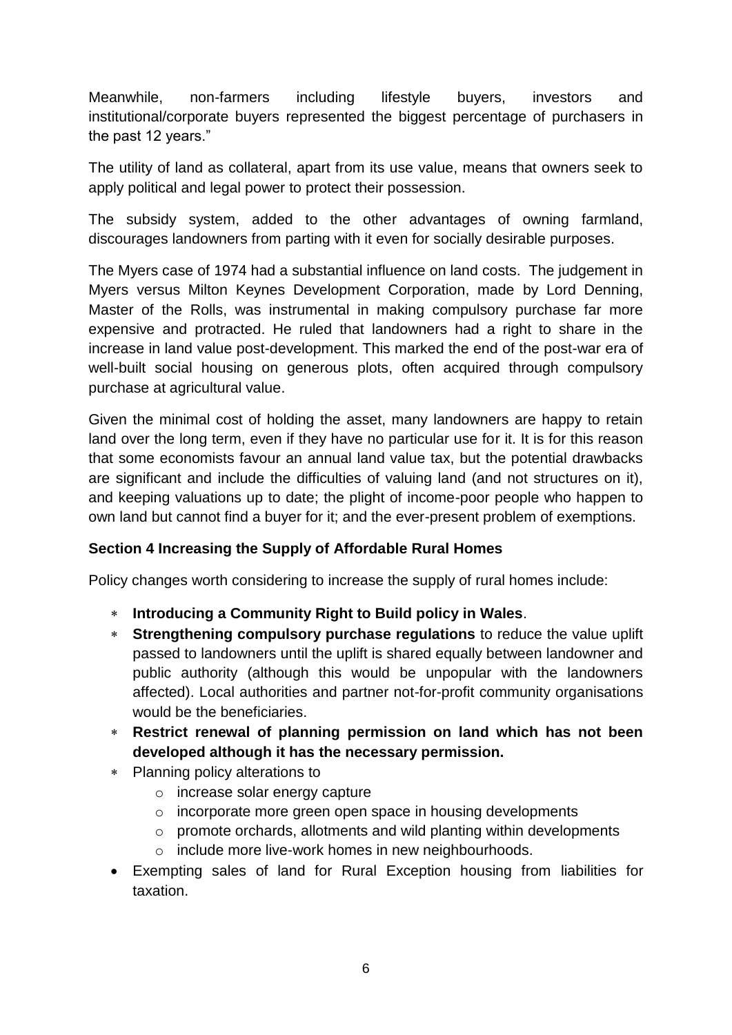Meanwhile, non-farmers including lifestyle buyers, investors and institutional/corporate buyers represented the biggest percentage of purchasers in the past 12 years."

The utility of land as collateral, apart from its use value, means that owners seek to apply political and legal power to protect their possession.

The subsidy system, added to the other advantages of owning farmland, discourages landowners from parting with it even for socially desirable purposes.

The Myers case of 1974 had a substantial influence on land costs. The judgement in Myers versus Milton Keynes Development Corporation, made by Lord Denning, Master of the Rolls, was instrumental in making compulsory purchase far more expensive and protracted. He ruled that landowners had a right to share in the increase in land value post-development. This marked the end of the post-war era of well-built social housing on generous plots, often acquired through compulsory purchase at agricultural value.

Given the minimal cost of holding the asset, many landowners are happy to retain land over the long term, even if they have no particular use for it. It is for this reason that some economists favour an annual land value tax, but the potential drawbacks are significant and include the difficulties of valuing land (and not structures on it), and keeping valuations up to date; the plight of income-poor people who happen to own land but cannot find a buyer for it; and the ever-present problem of exemptions.

**Section 4 Increasing the Supply of Affordable Rural Homes**

Policy changes worth considering to increase the supply of rural homes include:

- **Introducing a Community Right to Build policy in Wales**.
- **Strengthening compulsory purchase regulations** to reduce the value uplift passed to landowners until the uplift is shared equally between landowner and public authority (although this would be unpopular with the landowners affected). Local authorities and partner not-for-profit community organisations would be the beneficiaries.
- **Restrict renewal of planning permission on land which has not been developed although it has the necessary permission.**
- Planning policy alterations to
  - increase solar energy capture
  - incorporate more green open space in housing developments
  - promote orchards, allotments and wild planting within developments
  - include more live-work homes in new neighbourhoods.
- Exempting sales of land for Rural Exception housing from liabilities for taxation.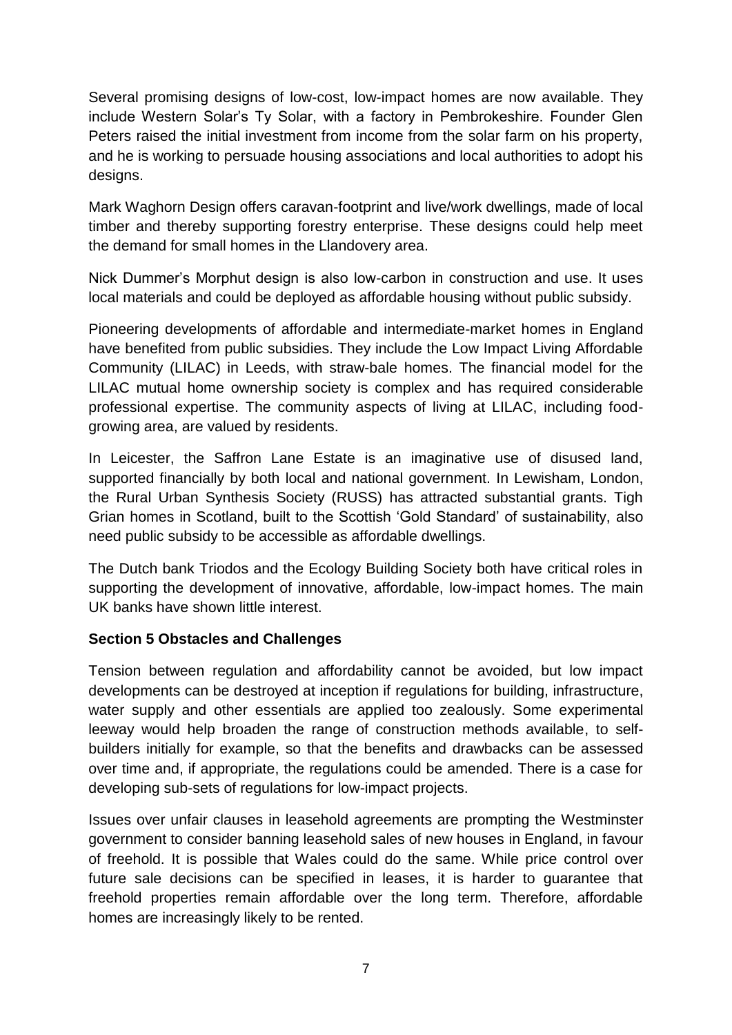Several promising designs of low-cost, low-impact homes are now available. They include Western Solar's Ty Solar, with a factory in Pembrokeshire. Founder Glen Peters raised the initial investment from income from the solar farm on his property, and he is working to persuade housing associations and local authorities to adopt his designs.

Mark Waghorn Design offers caravan-footprint and live/work dwellings, made of local timber and thereby supporting forestry enterprise. These designs could help meet the demand for small homes in the Llandovery area.

Nick Dummer's Morphut design is also low-carbon in construction and use. It uses local materials and could be deployed as affordable housing without public subsidy.

Pioneering developments of affordable and intermediate-market homes in England have benefited from public subsidies. They include the Low Impact Living Affordable Community (LILAC) in Leeds, with straw-bale homes. The financial model for the LILAC mutual home ownership society is complex and has required considerable professional expertise. The community aspects of living at LILAC, including food-growing area, are valued by residents.

In Leicester, the Saffron Lane Estate is an imaginative use of disused land, supported financially by both local and national government. In Lewisham, London, the Rural Urban Synthesis Society (RUSS) has attracted substantial grants. Tigh Grian homes in Scotland, built to the Scottish 'Gold Standard' of sustainability, also need public subsidy to be accessible as affordable dwellings.

The Dutch bank Triodos and the Ecology Building Society both have critical roles in supporting the development of innovative, affordable, low-impact homes. The main UK banks have shown little interest.

## Section 5 Obstacles and Challenges

Tension between regulation and affordability cannot be avoided, but low impact developments can be destroyed at inception if regulations for building, infrastructure, water supply and other essentials are applied too zealously. Some experimental leeway would help broaden the range of construction methods available, to self-builders initially for example, so that the benefits and drawbacks can be assessed over time and, if appropriate, the regulations could be amended. There is a case for developing sub-sets of regulations for low-impact projects.

Issues over unfair clauses in leasehold agreements are prompting the Westminster government to consider banning leasehold sales of new houses in England, in favour of freehold. It is possible that Wales could do the same. While price control over future sale decisions can be specified in leases, it is harder to guarantee that freehold properties remain affordable over the long term. Therefore, affordable homes are increasingly likely to be rented.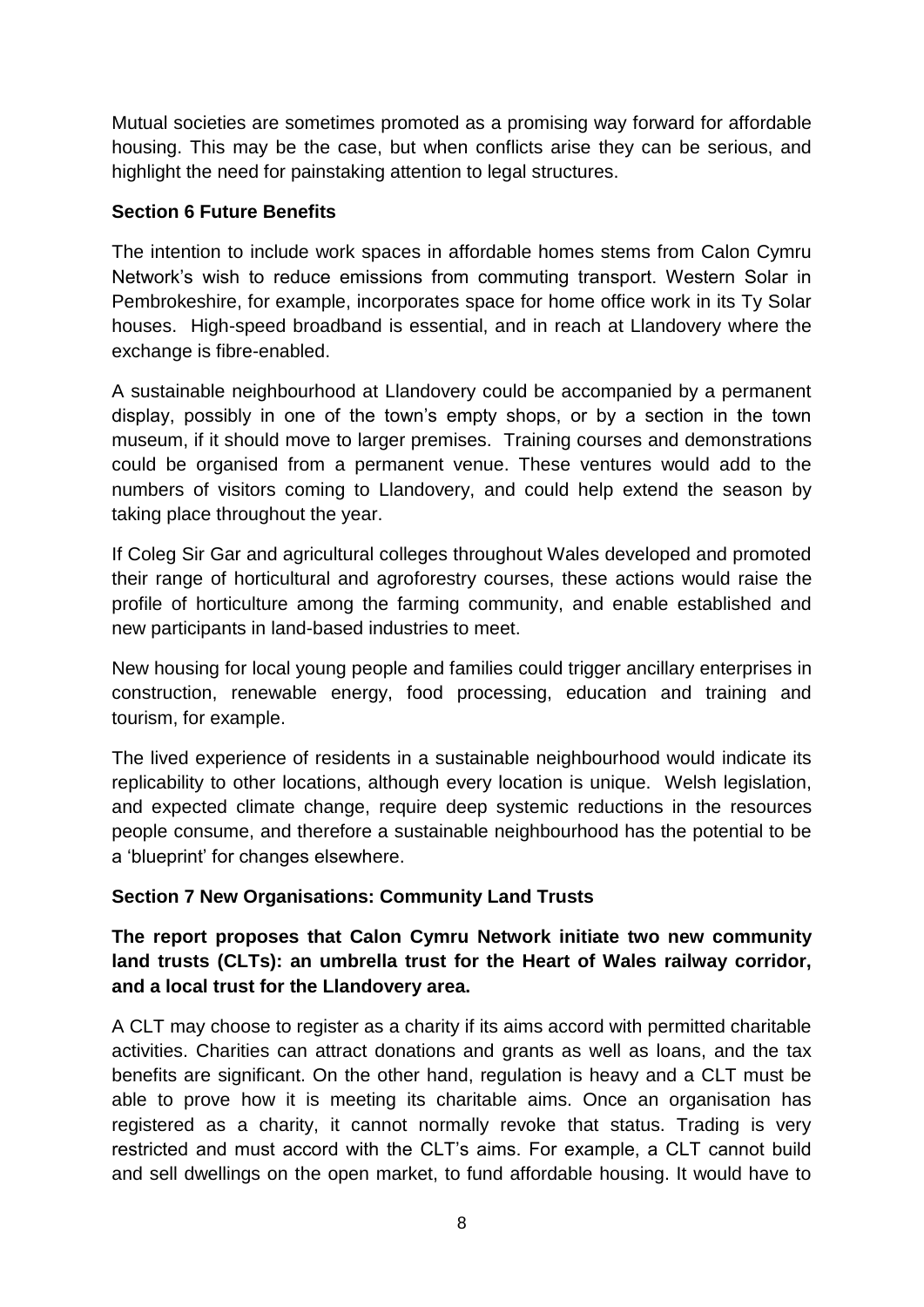Mutual societies are sometimes promoted as a promising way forward for affordable housing. This may be the case, but when conflicts arise they can be serious, and highlight the need for painstaking attention to legal structures.

## Section 6 Future Benefits

The intention to include work spaces in affordable homes stems from Calon Cymru Network's wish to reduce emissions from commuting transport. Western Solar in Pembrokeshire, for example, incorporates space for home office work in its Ty Solar houses. High-speed broadband is essential, and in reach at Llandovery where the exchange is fibre-enabled.

A sustainable neighbourhood at Llandovery could be accompanied by a permanent display, possibly in one of the town's empty shops, or by a section in the town museum, if it should move to larger premises. Training courses and demonstrations could be organised from a permanent venue. These ventures would add to the numbers of visitors coming to Llandovery, and could help extend the season by taking place throughout the year.

If Coleg Sir Gar and agricultural colleges throughout Wales developed and promoted their range of horticultural and agroforestry courses, these actions would raise the profile of horticulture among the farming community, and enable established and new participants in land-based industries to meet.

New housing for local young people and families could trigger ancillary enterprises in construction, renewable energy, food processing, education and training and tourism, for example.

The lived experience of residents in a sustainable neighbourhood would indicate its replicability to other locations, although every location is unique. Welsh legislation, and expected climate change, require deep systemic reductions in the resources people consume, and therefore a sustainable neighbourhood has the potential to be a 'blueprint' for changes elsewhere.

## Section 7 New Organisations: Community Land Trusts

**The report proposes that Calon Cymru Network initiate two new community land trusts (CLTs): an umbrella trust for the Heart of Wales railway corridor, and a local trust for the Llandovery area.**

A CLT may choose to register as a charity if its aims accord with permitted charitable activities. Charities can attract donations and grants as well as loans, and the tax benefits are significant. On the other hand, regulation is heavy and a CLT must be able to prove how it is meeting its charitable aims. Once an organisation has registered as a charity, it cannot normally revoke that status. Trading is very restricted and must accord with the CLT's aims. For example, a CLT cannot build and sell dwellings on the open market, to fund affordable housing. It would have to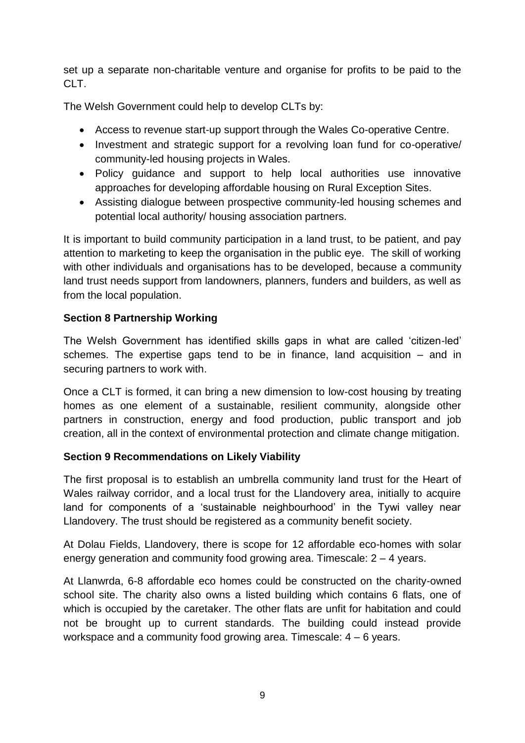set up a separate non-charitable venture and organise for profits to be paid to the CLT.

The Welsh Government could help to develop CLTs by:

- Access to revenue start-up support through the Wales Co-operative Centre.
- Investment and strategic support for a revolving loan fund for co-operative/ community-led housing projects in Wales.
- Policy guidance and support to help local authorities use innovative approaches for developing affordable housing on Rural Exception Sites.
- Assisting dialogue between prospective community-led housing schemes and potential local authority/ housing association partners.

It is important to build community participation in a land trust, to be patient, and pay attention to marketing to keep the organisation in the public eye. The skill of working with other individuals and organisations has to be developed, because a community land trust needs support from landowners, planners, funders and builders, as well as from the local population.

**Section 8 Partnership Working**

The Welsh Government has identified skills gaps in what are called 'citizen-led' schemes. The expertise gaps tend to be in finance, land acquisition – and in securing partners to work with.

Once a CLT is formed, it can bring a new dimension to low-cost housing by treating homes as one element of a sustainable, resilient community, alongside other partners in construction, energy and food production, public transport and job creation, all in the context of environmental protection and climate change mitigation.

**Section 9 Recommendations on Likely Viability**

The first proposal is to establish an umbrella community land trust for the Heart of Wales railway corridor, and a local trust for the Llandovery area, initially to acquire land for components of a 'sustainable neighbourhood' in the Tywi valley near Llandovery. The trust should be registered as a community benefit society.

At Dolau Fields, Llandovery, there is scope for 12 affordable eco-homes with solar energy generation and community food growing area. Timescale: 2 – 4 years.

At Llanwrda, 6-8 affordable eco homes could be constructed on the charity-owned school site. The charity also owns a listed building which contains 6 flats, one of which is occupied by the caretaker. The other flats are unfit for habitation and could not be brought up to current standards. The building could instead provide workspace and a community food growing area. Timescale: 4 – 6 years.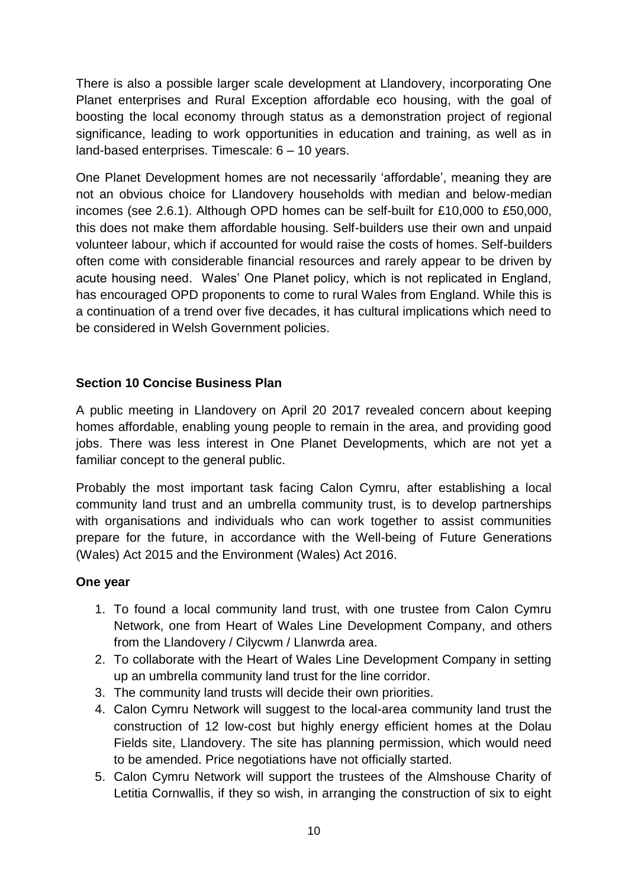There is also a possible larger scale development at Llandovery, incorporating One Planet enterprises and Rural Exception affordable eco housing, with the goal of boosting the local economy through status as a demonstration project of regional significance, leading to work opportunities in education and training, as well as in land-based enterprises. Timescale: 6 – 10 years.

One Planet Development homes are not necessarily 'affordable', meaning they are not an obvious choice for Llandovery households with median and below-median incomes (see 2.6.1). Although OPD homes can be self-built for £10,000 to £50,000, this does not make them affordable housing. Self-builders use their own and unpaid volunteer labour, which if accounted for would raise the costs of homes. Self-builders often come with considerable financial resources and rarely appear to be driven by acute housing need. Wales' One Planet policy, which is not replicated in England, has encouraged OPD proponents to come to rural Wales from England. While this is a continuation of a trend over five decades, it has cultural implications which need to be considered in Welsh Government policies.

## Section 10 Concise Business Plan

A public meeting in Llandovery on April 20 2017 revealed concern about keeping homes affordable, enabling young people to remain in the area, and providing good jobs. There was less interest in One Planet Developments, which are not yet a familiar concept to the general public.

Probably the most important task facing Calon Cymru, after establishing a local community land trust and an umbrella community trust, is to develop partnerships with organisations and individuals who can work together to assist communities prepare for the future, in accordance with the Well-being of Future Generations (Wales) Act 2015 and the Environment (Wales) Act 2016.

### One year

1. To found a local community land trust, with one trustee from Calon Cymru Network, one from Heart of Wales Line Development Company, and others from the Llandovery / Cilycwm / Llanwrda area.
2. To collaborate with the Heart of Wales Line Development Company in setting up an umbrella community land trust for the line corridor.
3. The community land trusts will decide their own priorities.
4. Calon Cymru Network will suggest to the local-area community land trust the construction of 12 low-cost but highly energy efficient homes at the Dolau Fields site, Llandovery. The site has planning permission, which would need to be amended. Price negotiations have not officially started.
5. Calon Cymru Network will support the trustees of the Almshouse Charity of Letitia Cornwallis, if they so wish, in arranging the construction of six to eight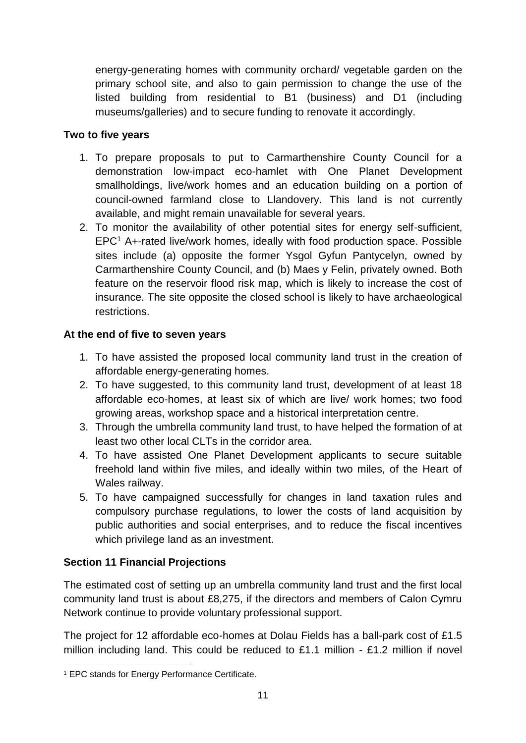energy-generating homes with community orchard/ vegetable garden on the primary school site, and also to gain permission to change the use of the listed building from residential to B1 (business) and D1 (including museums/galleries) and to secure funding to renovate it accordingly.

**Two to five years**

1. To prepare proposals to put to Carmarthenshire County Council for a demonstration low-impact eco-hamlet with One Planet Development smallholdings, live/work homes and an education building on a portion of council-owned farmland close to Llandovery. This land is not currently available, and might remain unavailable for several years.
2. To monitor the availability of other potential sites for energy self-sufficient, EPC[1] A+-rated live/work homes, ideally with food production space. Possible sites include (a) opposite the former Ysgol Gyfun Pantycelyn, owned by Carmarthenshire County Council, and (b) Maes y Felin, privately owned. Both feature on the reservoir flood risk map, which is likely to increase the cost of insurance. The site opposite the closed school is likely to have archaeological restrictions.

**At the end of five to seven years**

1. To have assisted the proposed local community land trust in the creation of affordable energy-generating homes.
2. To have suggested, to this community land trust, development of at least 18 affordable eco-homes, at least six of which are live/ work homes; two food growing areas, workshop space and a historical interpretation centre.
3. Through the umbrella community land trust, to have helped the formation of at least two other local CLTs in the corridor area.
4. To have assisted One Planet Development applicants to secure suitable freehold land within five miles, and ideally within two miles, of the Heart of Wales railway.
5. To have campaigned successfully for changes in land taxation rules and compulsory purchase regulations, to lower the costs of land acquisition by public authorities and social enterprises, and to reduce the fiscal incentives which privilege land as an investment.

**Section 11 Financial Projections**

The estimated cost of setting up an umbrella community land trust and the first local community land trust is about £8,275, if the directors and members of Calon Cymru Network continue to provide voluntary professional support.

The project for 12 affordable eco-homes at Dolau Fields has a ball-park cost of £1.5 million including land. This could be reduced to £1.1 million - £1.2 million if novel

[1] EPC stands for Energy Performance Certificate.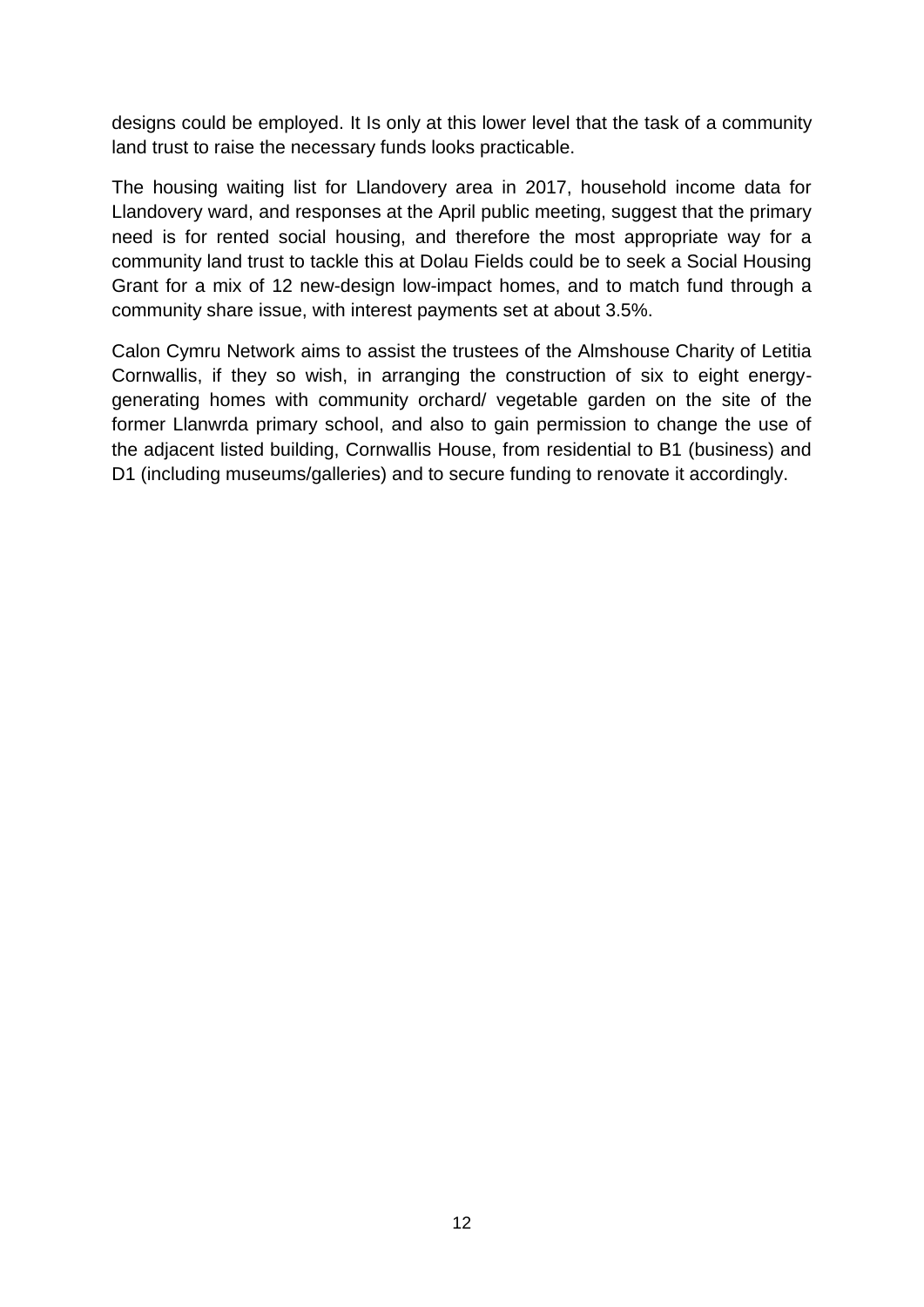designs could be employed. It Is only at this lower level that the task of a community land trust to raise the necessary funds looks practicable.

The housing waiting list for Llandovery area in 2017, household income data for Llandovery ward, and responses at the April public meeting, suggest that the primary need is for rented social housing, and therefore the most appropriate way for a community land trust to tackle this at Dolau Fields could be to seek a Social Housing Grant for a mix of 12 new-design low-impact homes, and to match fund through a community share issue, with interest payments set at about 3.5%.

Calon Cymru Network aims to assist the trustees of the Almshouse Charity of Letitia Cornwallis, if they so wish, in arranging the construction of six to eight energy-generating homes with community orchard/ vegetable garden on the site of the former Llanwrda primary school, and also to gain permission to change the use of the adjacent listed building, Cornwallis House, from residential to B1 (business) and D1 (including museums/galleries) and to secure funding to renovate it accordingly.